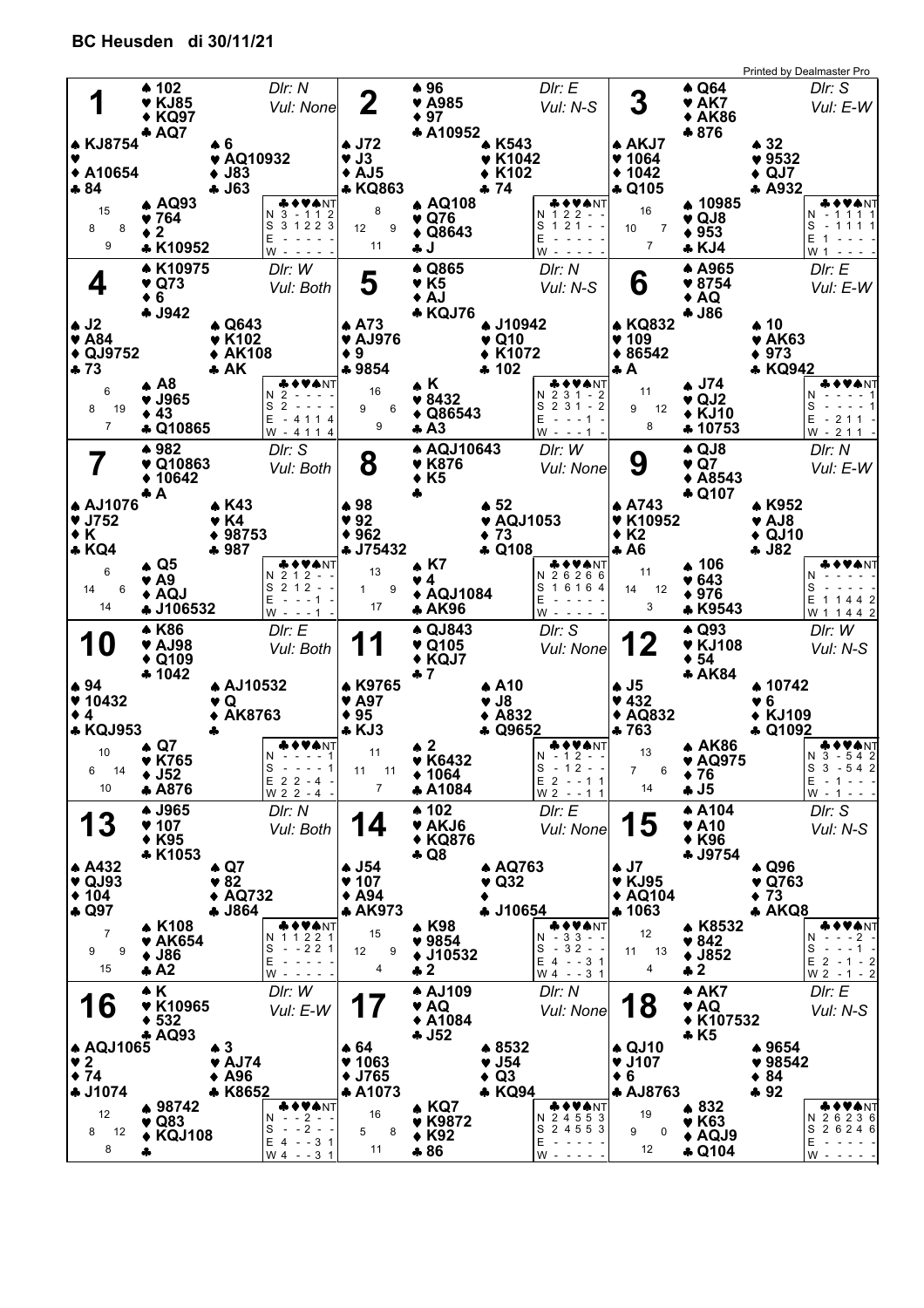# BC Heusden di 30/11/21

Printed by Dealmaster Pro

## Board 1

Dlr: N, Vul: None

| | Hand | HCP |
|---|---|---|
| North | ♠ 102 ♥ KJ85 ♦ KQ97 ♣ AQ7 | 15 |
| West | ♠ KJ8754 ♥ — ♦ A10654 ♣ 84 | 8 |
| East | ♠ 6 ♥ AQ10932 ♦ J83 ♣ J63 | 8 |
| South | ♠ AQ93 ♥ 764 ♦ 2 ♣ K10952 | 9 |

| | ♣ | ♦ | ♥ | ♠ | NT |
|---|---|---|---|---|---|
| N | 3 | - | 1 | 1 | 2 |
| S | 3 | 1 | 2 | 2 | 3 |
| E | - | - | - | - | - |
| W | - | - | - | - | - |

## Board 2

Dlr: E, Vul: N-S

| | Hand | HCP |
|---|---|---|
| North | ♠ 96 ♥ A985 ♦ 97 ♣ A10952 | 8 |
| West | ♠ J72 ♥ J3 ♦ AJ5 ♣ KQ863 | 12 |
| East | ♠ K543 ♥ K1042 ♦ K102 ♣ 74 | 9 |
| South | ♠ AQ108 ♥ Q76 ♦ Q8643 ♣ J | 11 |

| | ♣ | ♦ | ♥ | ♠ | NT |
|---|---|---|---|---|---|
| N | 1 | 2 | 2 | - | - |
| S | 1 | 2 | 1 | - | - |
| E | - | - | - | - | - |
| W | - | - | - | - | - |

## Board 3

Dlr: S, Vul: E-W

| | Hand | HCP |
|---|---|---|
| North | ♠ Q64 ♥ AK7 ♦ AK86 ♣ 876 | 16 |
| West | ♠ AKJ7 ♥ 1064 ♦ 1042 ♣ Q105 | 10 |
| East | ♠ 32 ♥ 9532 ♦ QJ7 ♣ A932 | 7 |
| South | ♠ 10985 ♥ QJ8 ♦ 953 ♣ KJ4 | 7 |

| | ♣ | ♦ | ♥ | ♠ | NT |
|---|---|---|---|---|---|
| N | - | 1 | 1 | 1 | 1 |
| S | - | 1 | 1 | 1 | 1 |
| E | 1 | - | - | - | - |
| W | 1 | - | - | - | - |

## Board 4

Dlr: W, Vul: Both

| | Hand | HCP |
|---|---|---|
| North | ♠ K10975 ♥ Q73 ♦ 6 ♣ J942 | 6 |
| West | ♠ J2 ♥ A84 ♦ QJ9752 ♣ 73 | 8 |
| East | ♠ Q643 ♥ K102 ♦ AK108 ♣ AK | 19 |
| South | ♠ A8 ♥ J965 ♦ 43 ♣ Q10865 | 7 |

| | ♣ | ♦ | ♥ | ♠ | NT |
|---|---|---|---|---|---|
| N | 2 | - | - | - | - |
| S | 2 | - | - | - | - |
| E | - | 4 | 1 | 1 | 4 |
| W | - | 4 | 1 | 1 | 4 |

## Board 5

Dlr: N, Vul: N-S

| | Hand | HCP |
|---|---|---|
| North | ♠ Q865 ♥ K5 ♦ AJ ♣ KQJ76 | 16 |
| West | ♠ A73 ♥ AJ976 ♦ 9 ♣ 9854 | 9 |
| East | ♠ J10942 ♥ Q10 ♦ K1072 ♣ 102 | 6 |
| South | ♠ K ♥ 8432 ♦ Q86543 ♣ A3 | 9 |

| | ♣ | ♦ | ♥ | ♠ | NT |
|---|---|---|---|---|---|
| N | 2 | 3 | 1 | - | 2 |
| S | 2 | 3 | 1 | - | 2 |
| E | - | - | - | 1 | - |
| W | - | - | - | 1 | - |

## Board 6

Dlr: E, Vul: E-W

| | Hand | HCP |
|---|---|---|
| North | ♠ A965 ♥ 8754 ♦ AQ ♣ J86 | 11 |
| West | ♠ KQ832 ♥ 109 ♦ 86542 ♣ A | 9 |
| East | ♠ 10 ♥ AK63 ♦ 973 ♣ KQ942 | 12 |
| South | ♠ J74 ♥ QJ2 ♦ KJ10 ♣ 10753 | 8 |

| | ♣ | ♦ | ♥ | ♠ | NT |
|---|---|---|---|---|---|
| N | - | - | - | - | 1 |
| S | - | - | - | - | 1 |
| E | - | 2 | 1 | 1 | - |
| W | - | 2 | 1 | 1 | - |

## Board 7

Dlr: S, Vul: Both

| | Hand | HCP |
|---|---|---|
| North | ♠ 982 ♥ Q10863 ♦ 10642 ♣ A | 6 |
| West | ♠ AJ1076 ♥ J752 ♦ K ♣ KQ4 | 14 |
| East | ♠ K43 ♥ K4 ♦ 98753 ♣ 987 | 6 |
| South | ♠ Q5 ♥ A9 ♦ AQJ ♣ J106532 | 14 |

| | ♣ | ♦ | ♥ | ♠ | NT |
|---|---|---|---|---|---|
| N | 2 | 1 | 2 | - | - |
| S | 2 | 1 | 2 | - | - |
| E | - | - | - | 1 | - |
| W | - | - | - | 1 | - |

## Board 8

Dlr: W, Vul: None

| | Hand | HCP |
|---|---|---|
| North | ♠ AQJ10643 ♥ K876 ♦ K5 ♣ — | 13 |
| West | ♠ 98 ♥ 92 ♦ 962 ♣ J75432 | 1 |
| East | ♠ 52 ♥ AQJ1053 ♦ 73 ♣ Q108 | 9 |
| South | ♠ K7 ♥ 4 ♦ AQJ1084 ♣ AK96 | 17 |

| | ♣ | ♦ | ♥ | ♠ | NT |
|---|---|---|---|---|---|
| N | 2 | 6 | 2 | 6 | 6 |
| S | 1 | 6 | 1 | 6 | 4 |
| E | - | - | - | - | - |
| W | - | - | - | - | - |

## Board 9

Dlr: N, Vul: E-W

| | Hand | HCP |
|---|---|---|
| North | ♠ QJ8 ♥ Q7 ♦ A8543 ♣ Q107 | 11 |
| West | ♠ A743 ♥ K10952 ♦ K2 ♣ A6 | 14 |
| East | ♠ K952 ♥ AJ8 ♦ QJ10 ♣ J82 | 12 |
| South | ♠ 106 ♥ 643 ♦ 976 ♣ K9543 | 3 |

| | ♣ | ♦ | ♥ | ♠ | NT |
|---|---|---|---|---|---|
| N | - | - | - | - | - |
| S | - | - | - | - | - |
| E | 1 | 1 | 4 | 4 | 2 |
| W | 1 | 1 | 4 | 4 | 2 |

## Board 10

Dlr: E, Vul: Both

| | Hand | HCP |
|---|---|---|
| North | ♠ K86 ♥ AJ98 ♦ Q109 ♣ 1042 | 10 |
| West | ♠ 94 ♥ 10432 ♦ 4 ♣ KQJ953 | 6 |
| East | ♠ AJ10532 ♥ Q ♦ AK8763 ♣ — | 14 |
| South | ♠ Q7 ♥ K765 ♦ J52 ♣ A876 | 10 |

| | ♣ | ♦ | ♥ | ♠ | NT |
|---|---|---|---|---|---|
| N | - | - | - | - | 1 |
| S | - | - | - | - | 1 |
| E | 2 | 2 | - | 4 | - |
| W | 2 | 2 | - | 4 | - |

## Board 11

Dlr: S, Vul: None

| | Hand | HCP |
|---|---|---|
| North | ♠ QJ843 ♥ Q105 ♦ KQJ7 ♣ 7 | 11 |
| West | ♠ K9765 ♥ A97 ♦ 95 ♣ KJ3 | 11 |
| East | ♠ A10 ♥ J8 ♦ A832 ♣ Q9652 | 11 |
| South | ♠ 2 ♥ K6432 ♦ 1064 ♣ A1084 | 7 |

| | ♣ | ♦ | ♥ | ♠ | NT |
|---|---|---|---|---|---|
| N | - | 1 | 2 | - | - |
| S | - | 1 | 2 | - | - |
| E | 2 | - | - | 1 | 1 |
| W | 2 | - | - | 1 | 1 |

## Board 12

Dlr: W, Vul: N-S

| | Hand | HCP |
|---|---|---|
| North | ♠ Q93 ♥ KJ108 ♦ 54 ♣ AK84 | 13 |
| West | ♠ J5 ♥ 432 ♦ AQ832 ♣ 763 | 7 |
| East | ♠ 10742 ♥ 6 ♦ KJ109 ♣ Q1092 | 6 |
| South | ♠ AK86 ♥ AQ975 ♦ 76 ♣ J5 | 14 |

| | ♣ | ♦ | ♥ | ♠ | NT |
|---|---|---|---|---|---|
| N | 3 | - | 5 | 4 | 2 |
| S | 3 | - | 5 | 4 | 2 |
| E | - | 1 | - | - | - |
| W | - | 1 | - | - | - |

## Board 13

Dlr: N, Vul: Both

| | Hand | HCP |
|---|---|---|
| North | ♠ J965 ♥ 107 ♦ K95 ♣ K1053 | 7 |
| West | ♠ A432 ♥ QJ93 ♦ 104 ♣ Q97 | 9 |
| East | ♠ Q7 ♥ 82 ♦ AQ732 ♣ J864 | 9 |
| South | ♠ K108 ♥ AK654 ♦ J86 ♣ A2 | 15 |

| | ♣ | ♦ | ♥ | ♠ | NT |
|---|---|---|---|---|---|
| N | 1 | 1 | 2 | 2 | 1 |
| S | - | - | 2 | 2 | 1 |
| E | - | - | - | - | - |
| W | - | - | - | - | - |

## Board 14

Dlr: E, Vul: None

| | Hand | HCP |
|---|---|---|
| North | ♠ 102 ♥ AKJ6 ♦ KQ876 ♣ Q8 | 15 |
| West | ♠ J54 ♥ 107 ♦ A94 ♣ AK973 | 12 |
| East | ♠ AQ763 ♥ Q32 ♦ — ♣ J10654 | 9 |
| South | ♠ K98 ♥ 9854 ♦ J10532 ♣ 2 | 4 |

| | ♣ | ♦ | ♥ | ♠ | NT |
|---|---|---|---|---|---|
| N | - | 3 | 3 | - | - |
| S | - | 3 | 2 | - | - |
| E | 4 | - | - | 3 | 1 |
| W | 4 | - | - | 3 | 1 |

## Board 15

Dlr: S, Vul: N-S

| | Hand | HCP |
|---|---|---|
| North | ♠ A104 ♥ A10 ♦ K96 ♣ J9754 | 12 |
| West | ♠ J7 ♥ KJ95 ♦ AQ104 ♣ 1063 | 11 |
| East | ♠ Q96 ♥ Q763 ♦ 73 ♣ AKQ8 | 13 |
| South | ♠ K8532 ♥ 842 ♦ J852 ♣ 2 | 4 |

| | ♣ | ♦ | ♥ | ♠ | NT |
|---|---|---|---|---|---|
| N | - | - | - | 2 | - |
| S | - | - | - | 1 | - |
| E | 2 | - | 1 | - | 2 |
| W | 2 | - | 1 | - | 2 |

## Board 16

Dlr: W, Vul: E-W

| | Hand | HCP |
|---|---|---|
| North | ♠ K ♥ K10965 ♦ 532 ♣ AQ93 | 12 |
| West | ♠ AQJ1065 ♥ 2 ♦ 74 ♣ J1074 | 8 |
| East | ♠ 3 ♥ AJ74 ♦ A96 ♣ K8652 | 12 |
| South | ♠ 98742 ♥ Q83 ♦ KQJ108 ♣ — | 8 |

| | ♣ | ♦ | ♥ | ♠ | NT |
|---|---|---|---|---|---|
| N | - | - | 2 | - | - |
| S | - | - | 2 | - | - |
| E | 4 | - | - | 3 | 1 |
| W | 4 | - | - | 3 | 1 |

## Board 17

Dlr: N, Vul: None

| | Hand | HCP |
|---|---|---|
| North | ♠ AJ109 ♥ AQ ♦ A1084 ♣ J52 | 16 |
| West | ♠ 64 ♥ 1063 ♦ J765 ♣ A1073 | 5 |
| East | ♠ 8532 ♥ J54 ♦ Q3 ♣ KQ94 | 8 |
| South | ♠ KQ7 ♥ K9872 ♦ K92 ♣ 86 | 11 |

| | ♣ | ♦ | ♥ | ♠ | NT |
|---|---|---|---|---|---|
| N | 2 | 4 | 5 | 5 | 3 |
| S | 2 | 4 | 5 | 5 | 3 |
| E | - | - | - | - | - |
| W | - | - | - | - | - |

## Board 18

Dlr: E, Vul: N-S

| | Hand | HCP |
|---|---|---|
| North | ♠ AK7 ♥ AQ ♦ K107532 ♣ K5 | 19 |
| West | ♠ QJ10 ♥ J107 ♦ 6 ♣ AJ8763 | 9 |
| East | ♠ 9654 ♥ 98542 ♦ 84 ♣ 92 | 0 |
| South | ♠ 832 ♥ K63 ♦ AQJ9 ♣ Q104 | 12 |

| | ♣ | ♦ | ♥ | ♠ | NT |
|---|---|---|---|---|---|
| N | 2 | 6 | 2 | 3 | 6 |
| S | 2 | 6 | 2 | 4 | 6 |
| E | - | - | - | - | - |
| W | - | - | - | - | - |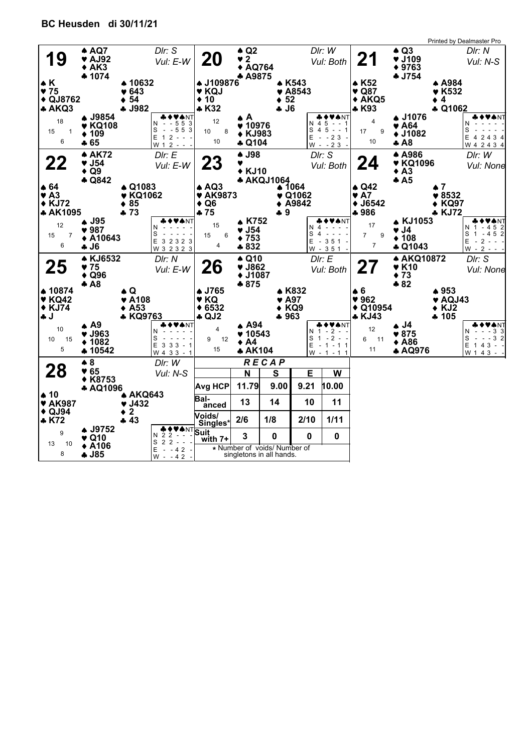# BC Heusden di 30/11/21

## Board 19

Dlr: S · Vul: E-W

| Seat | ♠ | ♥ | ♦ | ♣ |
|---|---|---|---|---|
| North | AQ7 | AJ92 | AK3 | 1074 |
| West | K | 75 | QJ8762 | AKQ3 |
| East | 10632 | 643 | 54 | J982 |
| South | J9854 | KQ108 | 109 | 65 |

HCP: N 18, W 15, E 1, S 6

| | ♣ | ♦ | ♥ | ♠ | NT |
|---|---|---|---|---|---|
| N | - | - | 5 | 5 | 3 |
| S | - | - | 5 | 5 | 3 |
| E | 1 | 2 | - | - | - |
| W | 1 | 2 | - | - | - |

## Board 20

Dlr: W · Vul: Both

| Seat | ♠ | ♥ | ♦ | ♣ |
|---|---|---|---|---|
| North | Q2 | 2 | AQ764 | A9875 |
| West | J109876 | KQJ | 10 | K32 |
| East | K543 | A8543 | 52 | J6 |
| South | A | 10976 | KJ983 | Q104 |

HCP: N 12, W 10, E 8, S 10

| | ♣ | ♦ | ♥ | ♠ | NT |
|---|---|---|---|---|---|
| N | 4 | 5 | - | - | 1 |
| S | 4 | 5 | - | - | 1 |
| E | - | - | 2 | 3 | - |
| W | - | - | 2 | 3 | - |

## Board 21

Dlr: N · Vul: N-S

| Seat | ♠ | ♥ | ♦ | ♣ |
|---|---|---|---|---|
| North | Q3 | J109 | 9763 | J754 |
| West | K52 | Q87 | AKQ5 | K93 |
| East | A984 | K532 | 4 | Q1062 |
| South | J1076 | A64 | J1082 | A8 |

HCP: N 4, W 17, E 9, S 10

| | ♣ | ♦ | ♥ | ♠ | NT |
|---|---|---|---|---|---|
| N | - | - | - | - | - |
| S | - | - | - | - | - |
| E | 4 | 2 | 4 | 3 | 4 |
| W | 4 | 2 | 4 | 3 | 4 |

## Board 22

Dlr: E · Vul: E-W

| Seat | ♠ | ♥ | ♦ | ♣ |
|---|---|---|---|---|
| North | AK72 | J54 | Q9 | Q842 |
| West | 64 | A3 | KJ72 | AK1095 |
| East | Q1083 | KQ1062 | 85 | 73 |
| South | J95 | 987 | A10643 | J6 |

HCP: N 12, W 15, E 7, S 6

| | ♣ | ♦ | ♥ | ♠ | NT |
|---|---|---|---|---|---|
| N | - | - | - | - | - |
| S | - | - | - | - | - |
| E | 3 | 2 | 3 | 2 | 3 |
| W | 3 | 2 | 3 | 2 | 3 |

## Board 23

Dlr: S · Vul: Both

| Seat | ♠ | ♥ | ♦ | ♣ |
|---|---|---|---|---|
| North | J98 | | KJ10 | AKQJ1064 |
| West | AQ3 | AK9873 | Q6 | 75 |
| East | 1064 | Q1062 | A9842 | 9 |
| South | K752 | J54 | 753 | 832 |

HCP: N 15, W 15, E 6, S 4

| | ♣ | ♦ | ♥ | ♠ | NT |
|---|---|---|---|---|---|
| N | 4 | - | - | - | - |
| S | 4 | - | - | - | - |
| E | - | 3 | 5 | 1 | - |
| W | - | 3 | 5 | 1 | - |

## Board 24

Dlr: W · Vul: None

| Seat | ♠ | ♥ | ♦ | ♣ |
|---|---|---|---|---|
| North | A986 | KQ1096 | A3 | A5 |
| West | Q42 | A7 | J6542 | 986 |
| East | 7 | 8532 | KQ97 | KJ72 |
| South | KJ1053 | J4 | 108 | Q1043 |

HCP: N 17, W 7, E 9, S 7

| | ♣ | ♦ | ♥ | ♠ | NT |
|---|---|---|---|---|---|
| N | 1 | - | 4 | 5 | 2 |
| S | 1 | - | 4 | 5 | 2 |
| E | - | 2 | - | - | - |
| W | - | 2 | - | - | - |

## Board 25

Dlr: N · Vul: E-W

| Seat | ♠ | ♥ | ♦ | ♣ |
|---|---|---|---|---|
| North | KJ6532 | 75 | Q96 | A8 |
| West | 10874 | KQ42 | KJ74 | J |
| East | Q | A108 | A53 | KQ9763 |
| South | A9 | J963 | 1082 | 10542 |

HCP: N 10, W 10, E 15, S 5

| | ♣ | ♦ | ♥ | ♠ | NT |
|---|---|---|---|---|---|
| N | - | - | - | - | - |
| S | - | - | - | - | - |
| E | 3 | 3 | 3 | - | 1 |
| W | 4 | 3 | 3 | - | 1 |

## Board 26

Dlr: E · Vul: Both

| Seat | ♠ | ♥ | ♦ | ♣ |
|---|---|---|---|---|
| North | Q10 | J862 | J1087 | 875 |
| West | J765 | KQ | 6532 | QJ2 |
| East | K832 | A97 | KQ9 | 963 |
| South | A94 | 10543 | A4 | AK104 |

HCP: N 4, W 9, E 12, S 15

| | ♣ | ♦ | ♥ | ♠ | NT |
|---|---|---|---|---|---|
| N | 1 | - | 2 | - | - |
| S | 1 | - | 2 | - | - |
| E | - | 1 | - | 1 | 1 |
| W | - | 1 | - | 1 | 1 |

## Board 27

Dlr: S · Vul: None

| Seat | ♠ | ♥ | ♦ | ♣ |
|---|---|---|---|---|
| North | AKQ10872 | K10 | 73 | 82 |
| West | 6 | 962 | Q10954 | KJ43 |
| East | 953 | AQJ43 | KJ2 | 105 |
| South | J4 | 875 | A86 | AQ976 |

HCP: N 12, W 6, E 11, S 11

| | ♣ | ♦ | ♥ | ♠ | NT |
|---|---|---|---|---|---|
| N | - | - | - | 3 | 3 |
| S | - | - | - | 3 | 2 |
| E | 1 | 4 | 3 | - | - |
| W | 1 | 4 | 3 | - | - |

## Board 28

Dlr: W · Vul: N-S

| Seat | ♠ | ♥ | ♦ | ♣ |
|---|---|---|---|---|
| North | 8 | 65 | K8753 | AQ1096 |
| West | 10 | AK987 | QJ94 | K72 |
| East | AKQ643 | J432 | 2 | 43 |
| South | J9752 | Q10 | A106 | J85 |

HCP: N 9, W 13, E 10, S 8

| | ♣ | ♦ | ♥ | ♠ | NT |
|---|---|---|---|---|---|
| N | 2 | 2 | - | - | - |
| S | 2 | 2 | - | - | - |
| E | - | - | 4 | 2 | - |
| W | - | - | 4 | 2 | - |

## RECAP

| | N | S | E | W |
|---|---|---|---|---|
| Avg HCP | 11.79 | 9.00 | 9.21 | 10.00 |
| Balanced | 13 | 14 | 10 | 11 |
| Voids/ Singles* | 2/6 | 1/8 | 2/10 | 1/11 |
| Suit with 7+ | 3 | 0 | 0 | 0 |

\* Number of voids/ Number of singletons in all hands.